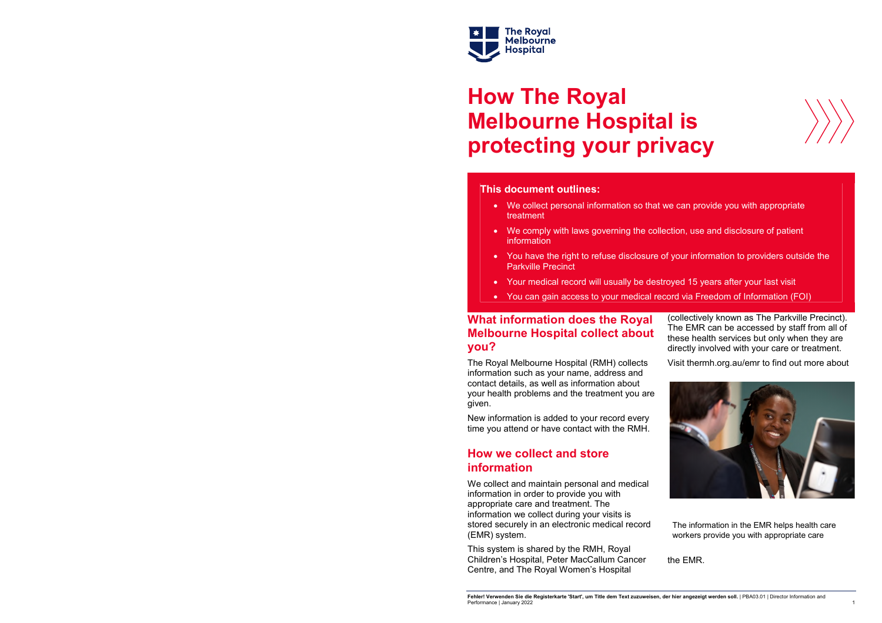# How The Royal Melbourne Hospital is protecting your privacy

**This document outlines:**

- We collect personal information so that we can provide you with appropriate treatment
- We comply with laws governing the collection, use and disclosure of patient information
- You have the right to refuse disclosure of your information to providers outside the Parkville Precinct
- Your medical record will usually be destroyed 15 years after your last visit
- You can gain access to your medical record via Freedom of Information (FOI)

## What information does the Royal Melbourne Hospital collect about you?

The Royal Melbourne Hospital (RMH) collects information such as your name, address and contact details, as well as information about your health problems and the treatment you are given.

New information is added to your record every time you attend or have contact with the RMH.

## How we collect and store information

We collect and maintain personal and medical information in order to provide you with appropriate care and treatment. The information we collect during your visits is stored securely in an electronic medical record (EMR) system.

This system is shared by the RMH, Royal Children's Hospital, Peter MacCallum Cancer Centre, and The Royal Women's Hospital (collectively known as The Parkville Precinct). The EMR can be accessed by staff from all of these health services but only when they are directly involved with your care or treatment.

Visit thermh.org.au/emr to find out more about the EMR.

The information in the EMR helps health care workers provide you with appropriate care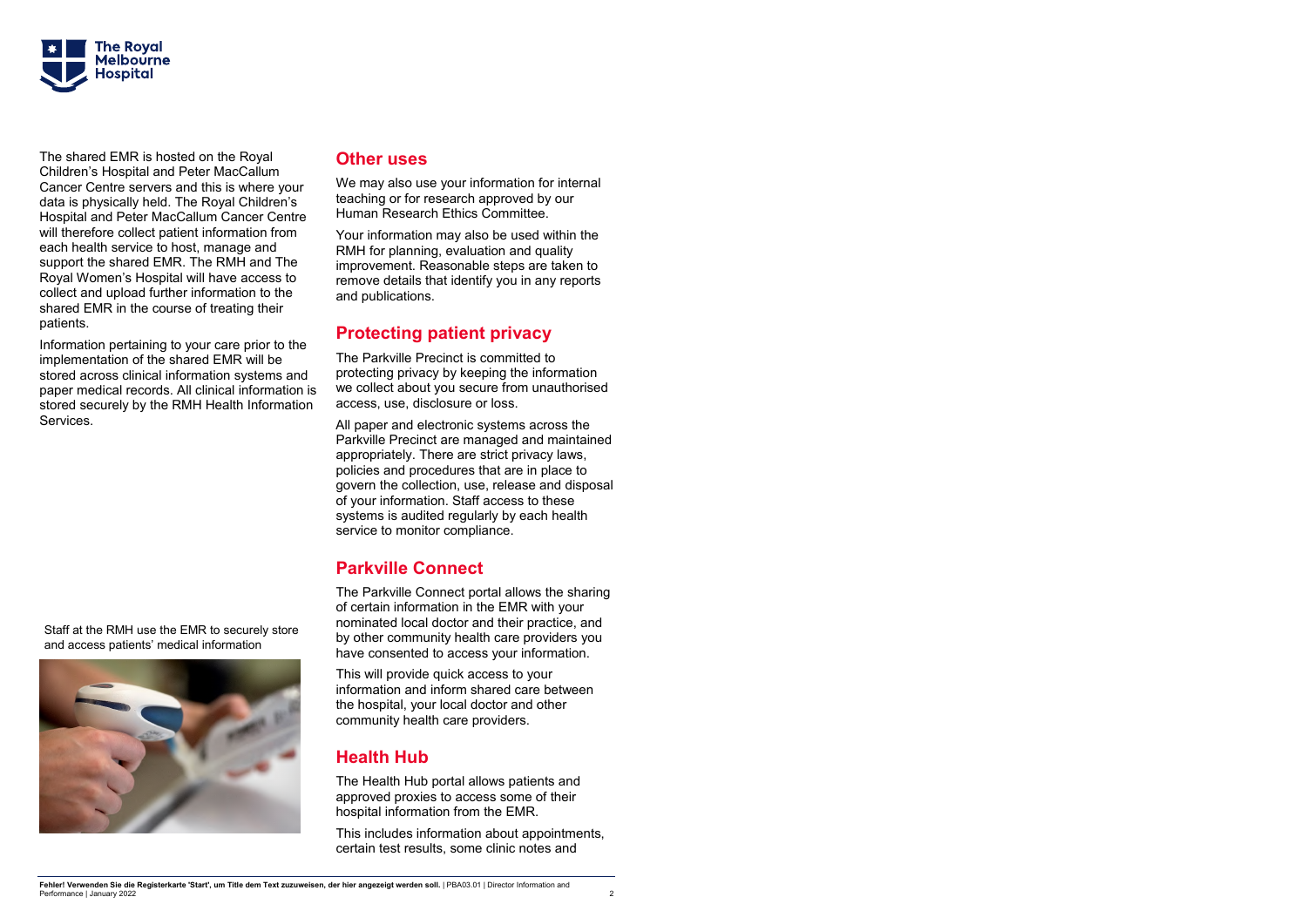The shared EMR is hosted on the Royal Children's Hospital and Peter MacCallum Cancer Centre servers and this is where your data is physically held. The Royal Children's Hospital and Peter MacCallum Cancer Centre will therefore collect patient information from each health service to host, manage and support the shared EMR. The RMH and The Royal Women's Hospital will have access to collect and upload further information to the shared EMR in the course of treating their patients.

Information pertaining to your care prior to the implementation of the shared EMR will be stored across clinical information systems and paper medical records. All clinical information is stored securely by the RMH Health Information Services.

Staff at the RMH use the EMR to securely store and access patients' medical information

## Other uses

We may also use your information for internal teaching or for research approved by our Human Research Ethics Committee.

Your information may also be used within the RMH for planning, evaluation and quality improvement. Reasonable steps are taken to remove details that identify you in any reports and publications.

## Protecting patient privacy

The Parkville Precinct is committed to protecting privacy by keeping the information we collect about you secure from unauthorised access, use, disclosure or loss.

All paper and electronic systems across the Parkville Precinct are managed and maintained appropriately. There are strict privacy laws, policies and procedures that are in place to govern the collection, use, release and disposal of your information. Staff access to these systems is audited regularly by each health service to monitor compliance.

## Parkville Connect

The Parkville Connect portal allows the sharing of certain information in the EMR with your nominated local doctor and their practice, and by other community health care providers you have consented to access your information.

This will provide quick access to your information and inform shared care between the hospital, your local doctor and other community health care providers.

## Health Hub

The Health Hub portal allows patients and approved proxies to access some of their hospital information from the EMR.

This includes information about appointments, certain test results, some clinic notes and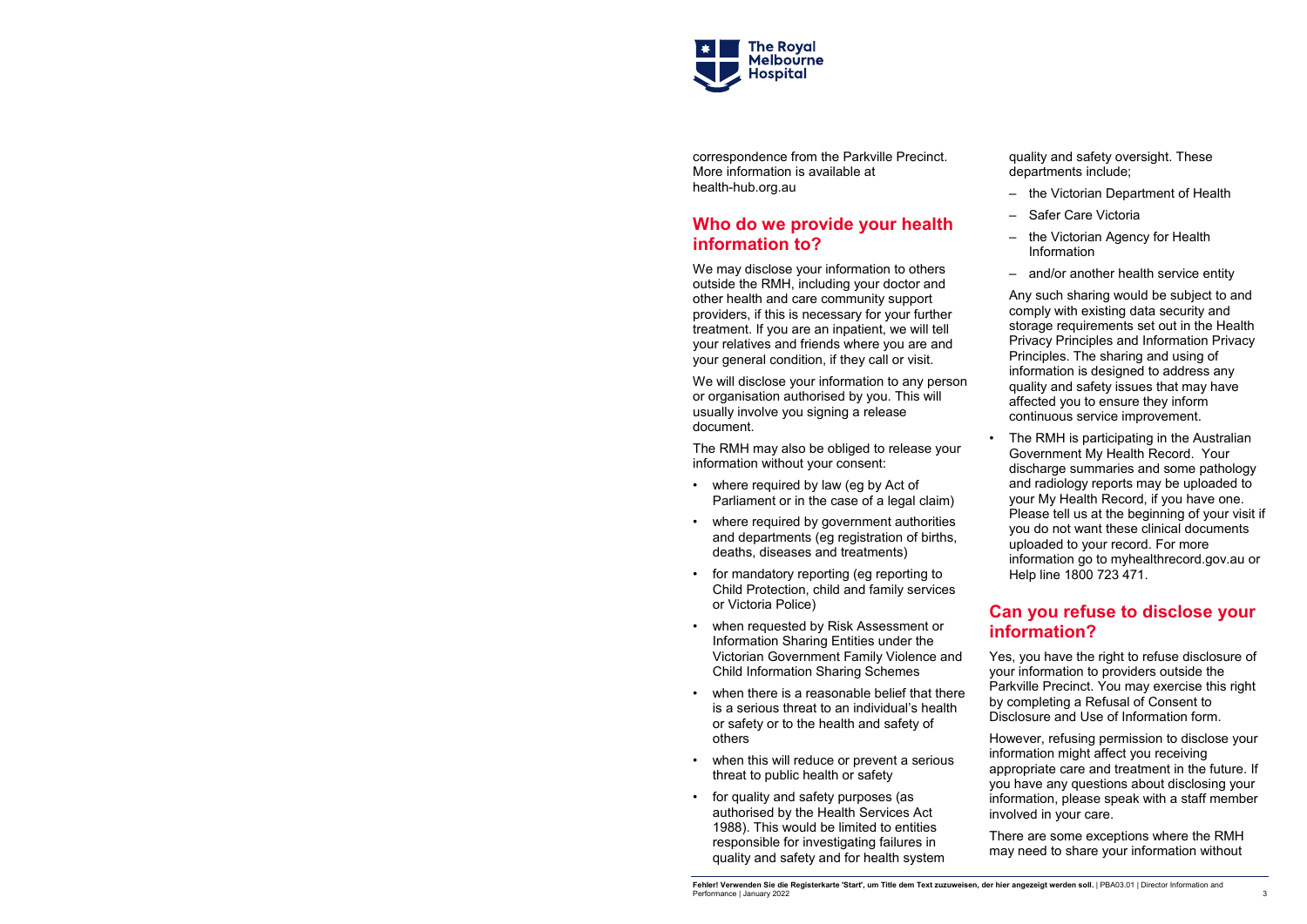correspondence from the Parkville Precinct. More information is available at health-hub.org.au

## Who do we provide your health information to?

We may disclose your information to others outside the RMH, including your doctor and other health and care community support providers, if this is necessary for your further treatment. If you are an inpatient, we will tell your relatives and friends where you are and your general condition, if they call or visit.

We will disclose your information to any person or organisation authorised by you. This will usually involve you signing a release document.

The RMH may also be obliged to release your information without your consent:

- where required by law (eg by Act of Parliament or in the case of a legal claim)
- where required by government authorities and departments (eg registration of births, deaths, diseases and treatments)
- for mandatory reporting (eg reporting to Child Protection, child and family services or Victoria Police)
- when requested by Risk Assessment or Information Sharing Entities under the Victorian Government Family Violence and Child Information Sharing Schemes
- when there is a reasonable belief that there is a serious threat to an individual's health or safety or to the health and safety of others
- when this will reduce or prevent a serious threat to public health or safety
- for quality and safety purposes (as authorised by the Health Services Act 1988). This would be limited to entities responsible for investigating failures in quality and safety and for health system quality and safety oversight. These departments include;
  - the Victorian Department of Health
  - Safer Care Victoria
  - the Victorian Agency for Health Information
  - and/or another health service entity

  Any such sharing would be subject to and comply with existing data security and storage requirements set out in the Health Privacy Principles and Information Privacy Principles. The sharing and using of information is designed to address any quality and safety issues that may have affected you to ensure they inform continuous service improvement.
- The RMH is participating in the Australian Government My Health Record. Your discharge summaries and some pathology and radiology reports may be uploaded to your My Health Record, if you have one. Please tell us at the beginning of your visit if you do not want these clinical documents uploaded to your record. For more information go to myhealthrecord.gov.au or Help line 1800 723 471.

## Can you refuse to disclose your information?

Yes, you have the right to refuse disclosure of your information to providers outside the Parkville Precinct. You may exercise this right by completing a Refusal of Consent to Disclosure and Use of Information form.

However, refusing permission to disclose your information might affect you receiving appropriate care and treatment in the future. If you have any questions about disclosing your information, please speak with a staff member involved in your care.

There are some exceptions where the RMH may need to share your information without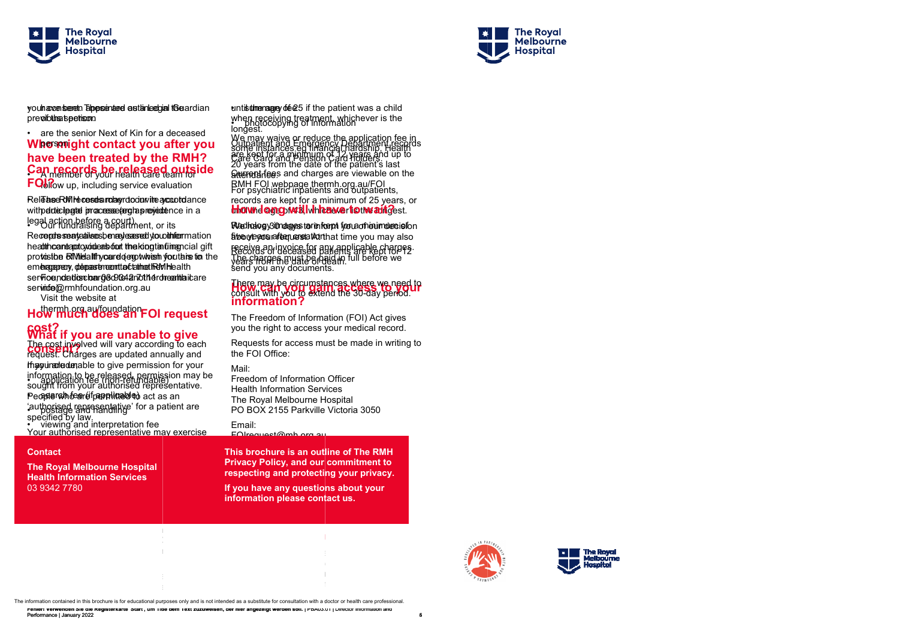you have been appointed as the legal Guardian of that person.

- are the senior Next of Kin for a deceased person.

## Who might contact you after you have been treated by the RMH?

- A member of your health care team for follow up, including service evaluation
- Our fundraising department, or its representatives, may send you information about opportunities to make a financial gift to the RMH. If you do not wish for this to happen, please contact the RMH Foundation on 03 9342 7111 or email info@rmhfoundation.org.au

  Visit the website at thermh.org.au/foundation

## What if you are unable to give consent?

If you are unable to give permission for your information to be released, permission may be sought from your authorised representative. People who are permitted to act as an 'authorised representative' for a patient are specified by law.

Your authorised representative may exercise

## Can records be released outside FOI?

Release of records may occur in accordance with the legal process (e.g. a subpoena/evidence in a legal action before a court).

Records may also be released to other health care providers for the continuing provision of health care (e.g. when you transfer to the emergency department of another health service, or other treating health care service).

## How much does an FOI request cost?

The cost involved will vary according to each request. Charges are updated annually and may include:

- application fee (non-refundable)
- search fee (if applicable)
- postage and handling
- viewing and interpretation fee
- summary fee
- photocopying of information

We may waive or reduce the application fee in some instances eg financial hardship, Health Care Card and Pension Card holders.

Current fees and charges are viewable on the RMH FOI webpage thermh.org.au/FOI

## How long will I have to wait?

We have 30 days to inform you of our decision about your request. At that time you may also receive an invoice for any applicable charges. The charges must be paid in full before we send you any documents.

There may be circumstances where we need to consult with you to extend the 30-day period.

until the age of 25 if the patient was a child when receiving treatment, whichever is the longest.

Outpatient and Emergency Department records are kept for a minimum of 12 years and up to 20 years from the date of the patient's last attendance.

For psychiatric inpatients and outpatients, records are kept for a minimum of 25 years, or until the age of 43, whichever is the longest.

Radiology images are kept for a minimum of five years after creation.

Records of deceased patients are kept for 12 years from the date of death.

## How can you gain access to your information?

The Freedom of Information (FOI) Act gives you the right to access your medical record.

Requests for access must be made in writing to the FOI Office:

Mail:
Freedom of Information Officer
Health Information Services
The Royal Melbourne Hospital
PO BOX 2155 Parkville Victoria 3050

Email:
FOIrequest@mh.org.au

**Contact**

**The Royal Melbourne Hospital**
**Health Information Services**
03 9342 7780

**This brochure is an outline of The RMH Privacy Policy, and our commitment to respecting and protecting your privacy.**

**If you have any questions about your information please contact us.**

The information contained in this brochure is for educational purposes only and is not intended as a substitute for consultation with a doctor or health care professional.